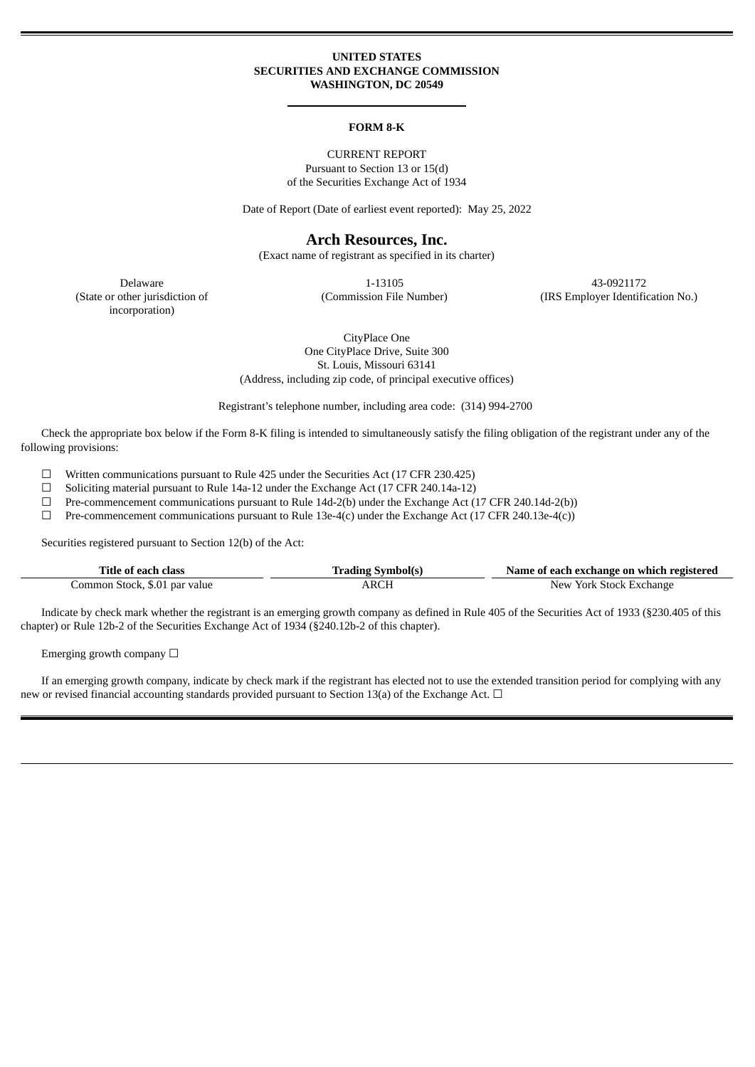**UNITED STATES**
**SECURITIES AND EXCHANGE COMMISSION**
**WASHINGTON, DC 20549**

---

# FORM 8-K

CURRENT REPORT
Pursuant to Section 13 or 15(d)
of the Securities Exchange Act of 1934

Date of Report (Date of earliest event reported): May 25, 2022

## Arch Resources, Inc.

(Exact name of registrant as specified in its charter)

| Delaware | 1-13105 | 43-0921172 |
|---|---|---|
| (State or other jurisdiction of incorporation) | (Commission File Number) | (IRS Employer Identification No.) |

CityPlace One
One CityPlace Drive, Suite 300
St. Louis, Missouri 63141
(Address, including zip code, of principal executive offices)

Registrant's telephone number, including area code: (314) 994-2700

Check the appropriate box below if the Form 8-K filing is intended to simultaneously satisfy the filing obligation of the registrant under any of the following provisions:

☐ Written communications pursuant to Rule 425 under the Securities Act (17 CFR 230.425)
☐ Soliciting material pursuant to Rule 14a-12 under the Exchange Act (17 CFR 240.14a-12)
☐ Pre-commencement communications pursuant to Rule 14d-2(b) under the Exchange Act (17 CFR 240.14d-2(b))
☐ Pre-commencement communications pursuant to Rule 13e-4(c) under the Exchange Act (17 CFR 240.13e-4(c))

Securities registered pursuant to Section 12(b) of the Act:

| Title of each class | Trading Symbol(s) | Name of each exchange on which registered |
|---|---|---|
| Common Stock, $.01 par value | ARCH | New York Stock Exchange |

Indicate by check mark whether the registrant is an emerging growth company as defined in Rule 405 of the Securities Act of 1933 (§230.405 of this chapter) or Rule 12b-2 of the Securities Exchange Act of 1934 (§240.12b-2 of this chapter).

Emerging growth company ☐

If an emerging growth company, indicate by check mark if the registrant has elected not to use the extended transition period for complying with any new or revised financial accounting standards provided pursuant to Section 13(a) of the Exchange Act. ☐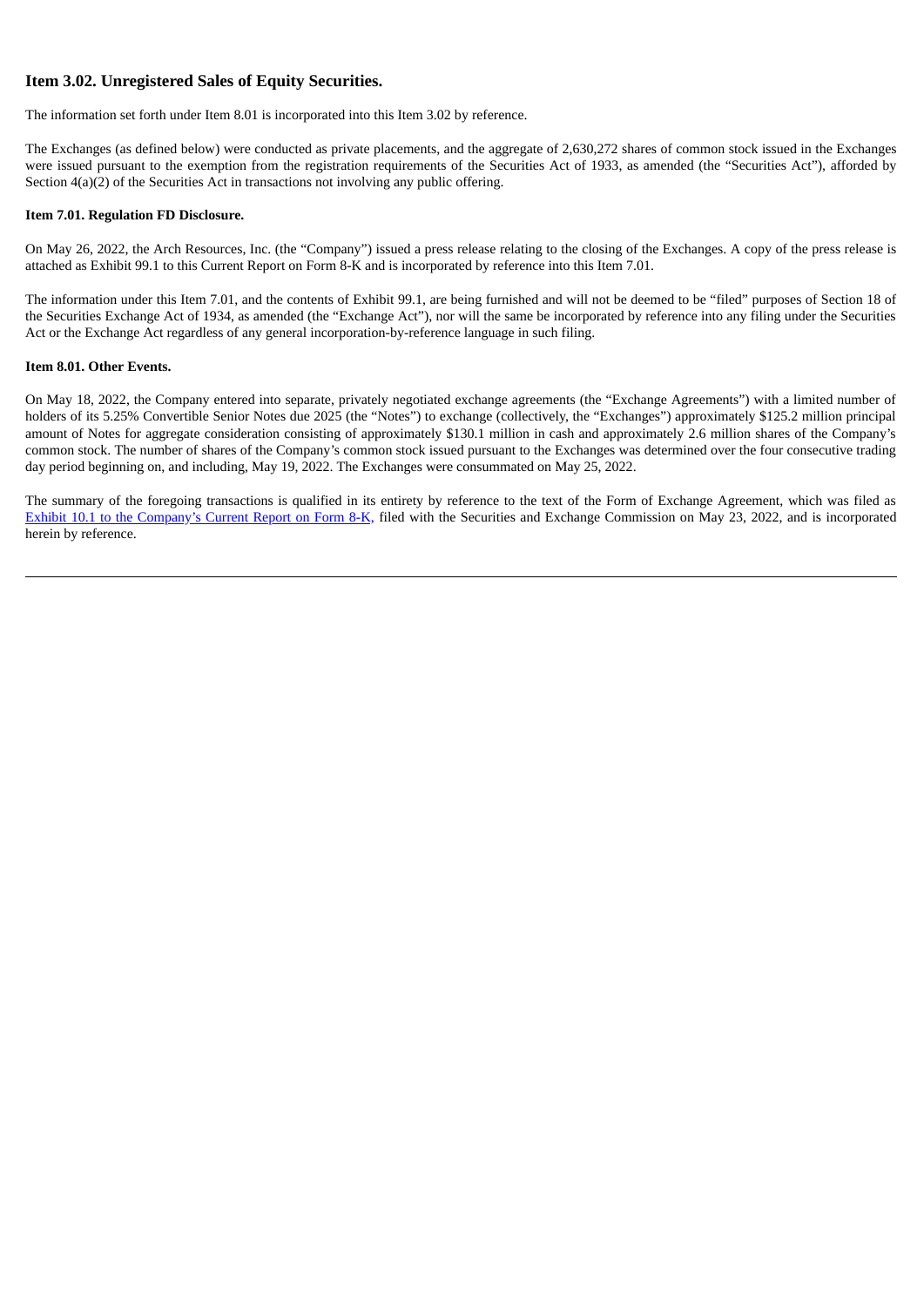## Item 3.02. Unregistered Sales of Equity Securities.

The information set forth under Item 8.01 is incorporated into this Item 3.02 by reference.

The Exchanges (as defined below) were conducted as private placements, and the aggregate of 2,630,272 shares of common stock issued in the Exchanges were issued pursuant to the exemption from the registration requirements of the Securities Act of 1933, as amended (the "Securities Act"), afforded by Section 4(a)(2) of the Securities Act in transactions not involving any public offering.

**Item 7.01. Regulation FD Disclosure.**

On May 26, 2022, the Arch Resources, Inc. (the "Company") issued a press release relating to the closing of the Exchanges. A copy of the press release is attached as Exhibit 99.1 to this Current Report on Form 8-K and is incorporated by reference into this Item 7.01.

The information under this Item 7.01, and the contents of Exhibit 99.1, are being furnished and will not be deemed to be "filed" purposes of Section 18 of the Securities Exchange Act of 1934, as amended (the "Exchange Act"), nor will the same be incorporated by reference into any filing under the Securities Act or the Exchange Act regardless of any general incorporation-by-reference language in such filing.

**Item 8.01. Other Events.**

On May 18, 2022, the Company entered into separate, privately negotiated exchange agreements (the "Exchange Agreements") with a limited number of holders of its 5.25% Convertible Senior Notes due 2025 (the "Notes") to exchange (collectively, the "Exchanges") approximately $125.2 million principal amount of Notes for aggregate consideration consisting of approximately $130.1 million in cash and approximately 2.6 million shares of the Company's common stock. The number of shares of the Company's common stock issued pursuant to the Exchanges was determined over the four consecutive trading day period beginning on, and including, May 19, 2022. The Exchanges were consummated on May 25, 2022.

The summary of the foregoing transactions is qualified in its entirety by reference to the text of the Form of Exchange Agreement, which was filed as Exhibit 10.1 to the Company's Current Report on Form 8-K, filed with the Securities and Exchange Commission on May 23, 2022, and is incorporated herein by reference.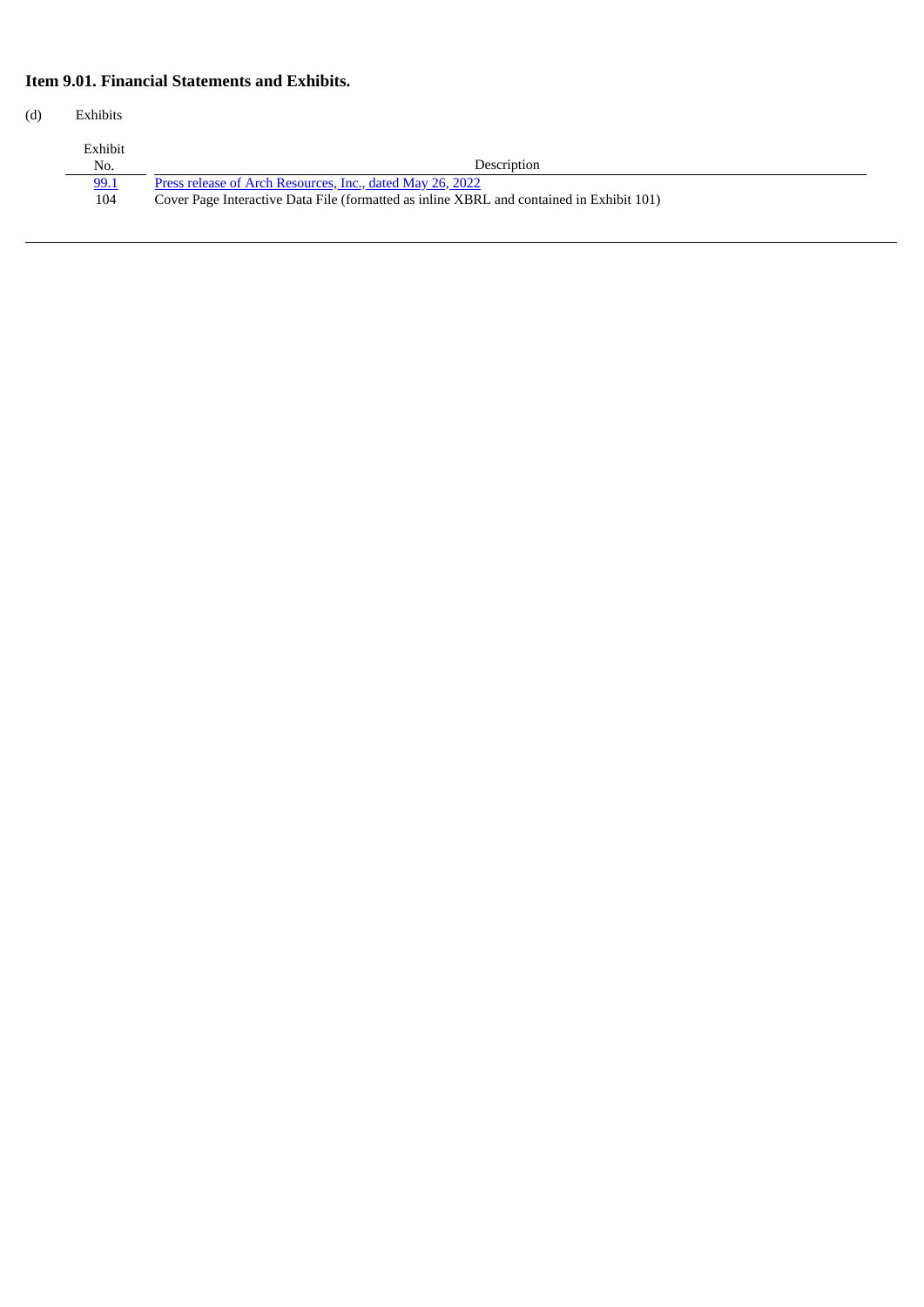### Item 9.01. Financial Statements and Exhibits.

(d) Exhibits

| Exhibit No. | Description |
|---|---|
| 99.1 | Press release of Arch Resources, Inc., dated May 26, 2022 |
| 104 | Cover Page Interactive Data File (formatted as inline XBRL and contained in Exhibit 101) |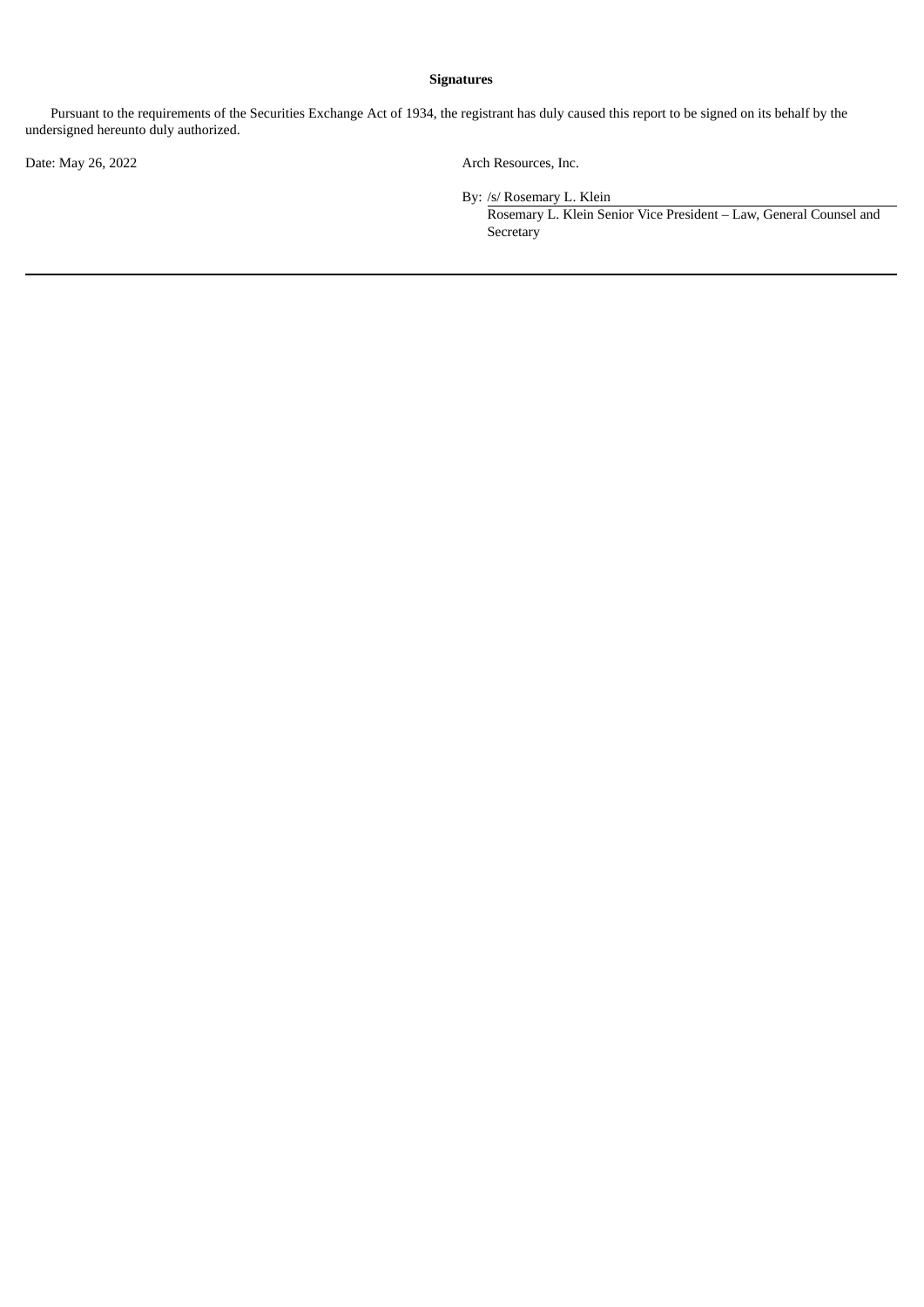**Signatures**

Pursuant to the requirements of the Securities Exchange Act of 1934, the registrant has duly caused this report to be signed on its behalf by the undersigned hereunto duly authorized.

| Date: May 26, 2022 | Arch Resources, Inc. |
|---|---|
| | By: /s/ Rosemary L. Klein |
| | Rosemary L. Klein Senior Vice President – Law, General Counsel and Secretary |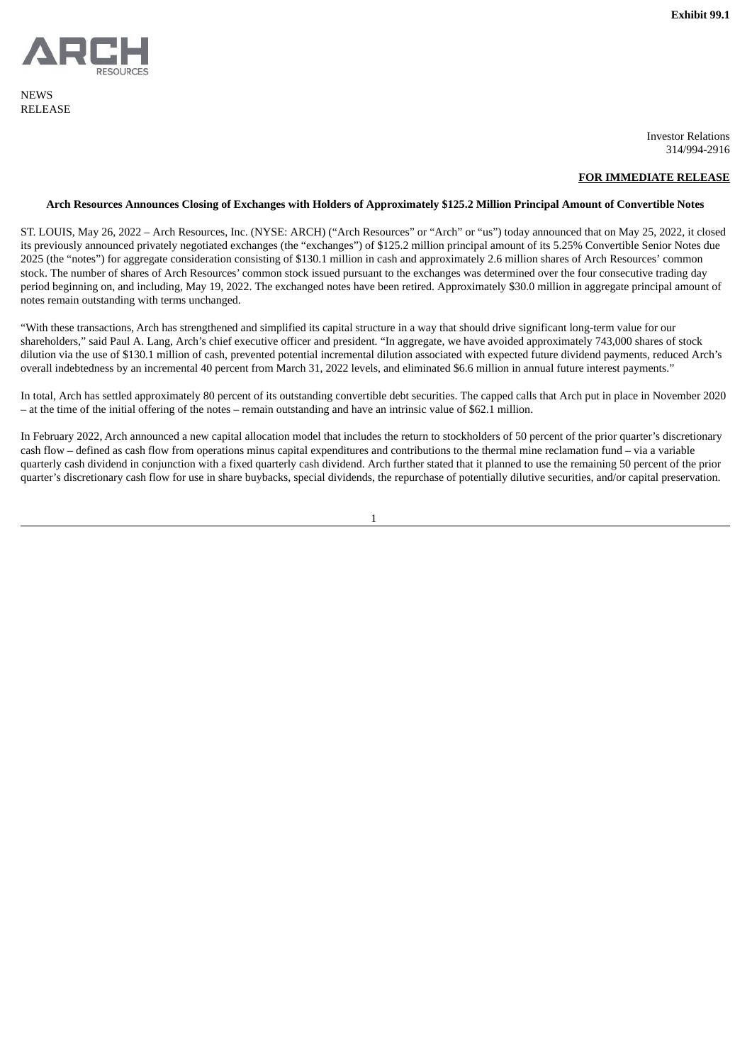Exhibit 99.1

NEWS
RELEASE

Investor Relations
314/994-2916

**FOR IMMEDIATE RELEASE**

**Arch Resources Announces Closing of Exchanges with Holders of Approximately $125.2 Million Principal Amount of Convertible Notes**

ST. LOUIS, May 26, 2022 – Arch Resources, Inc. (NYSE: ARCH) (“Arch Resources” or “Arch” or “us”) today announced that on May 25, 2022, it closed its previously announced privately negotiated exchanges (the “exchanges”) of $125.2 million principal amount of its 5.25% Convertible Senior Notes due 2025 (the “notes”) for aggregate consideration consisting of $130.1 million in cash and approximately 2.6 million shares of Arch Resources’ common stock. The number of shares of Arch Resources’ common stock issued pursuant to the exchanges was determined over the four consecutive trading day period beginning on, and including, May 19, 2022. The exchanged notes have been retired. Approximately $30.0 million in aggregate principal amount of notes remain outstanding with terms unchanged.

“With these transactions, Arch has strengthened and simplified its capital structure in a way that should drive significant long-term value for our shareholders,” said Paul A. Lang, Arch’s chief executive officer and president. “In aggregate, we have avoided approximately 743,000 shares of stock dilution via the use of $130.1 million of cash, prevented potential incremental dilution associated with expected future dividend payments, reduced Arch’s overall indebtedness by an incremental 40 percent from March 31, 2022 levels, and eliminated $6.6 million in annual future interest payments.”

In total, Arch has settled approximately 80 percent of its outstanding convertible debt securities. The capped calls that Arch put in place in November 2020 – at the time of the initial offering of the notes – remain outstanding and have an intrinsic value of $62.1 million.

In February 2022, Arch announced a new capital allocation model that includes the return to stockholders of 50 percent of the prior quarter’s discretionary cash flow – defined as cash flow from operations minus capital expenditures and contributions to the thermal mine reclamation fund – via a variable quarterly cash dividend in conjunction with a fixed quarterly cash dividend. Arch further stated that it planned to use the remaining 50 percent of the prior quarter’s discretionary cash flow for use in share buybacks, special dividends, the repurchase of potentially dilutive securities, and/or capital preservation.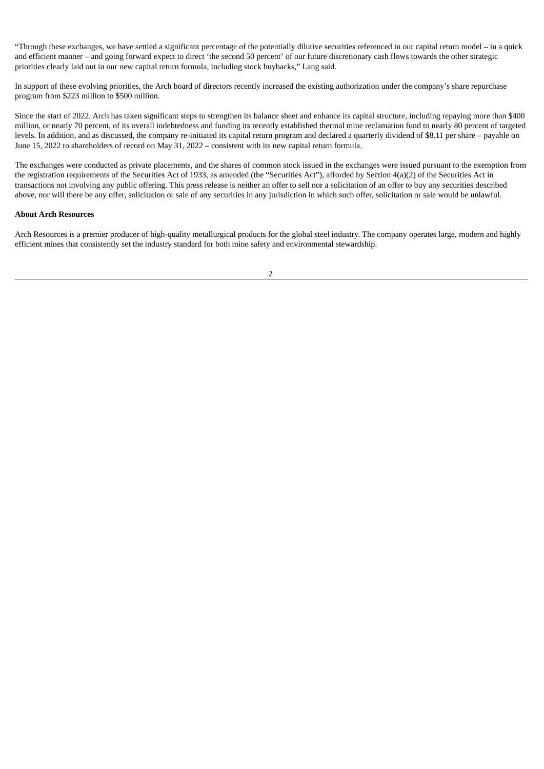"Through these exchanges, we have settled a significant percentage of the potentially dilutive securities referenced in our capital return model – in a quick and efficient manner – and going forward expect to direct 'the second 50 percent' of our future discretionary cash flows towards the other strategic priorities clearly laid out in our new capital return formula, including stock buybacks," Lang said.

In support of these evolving priorities, the Arch board of directors recently increased the existing authorization under the company's share repurchase program from $223 million to $500 million.

Since the start of 2022, Arch has taken significant steps to strengthen its balance sheet and enhance its capital structure, including repaying more than $400 million, or nearly 70 percent, of its overall indebtedness and funding its recently established thermal mine reclamation fund to nearly 80 percent of targeted levels. In addition, and as discussed, the company re-initiated its capital return program and declared a quarterly dividend of $8.11 per share – payable on June 15, 2022 to shareholders of record on May 31, 2022 – consistent with its new capital return formula.

The exchanges were conducted as private placements, and the shares of common stock issued in the exchanges were issued pursuant to the exemption from the registration requirements of the Securities Act of 1933, as amended (the "Securities Act"), afforded by Section 4(a)(2) of the Securities Act in transactions not involving any public offering. This press release is neither an offer to sell nor a solicitation of an offer to buy any securities described above, nor will there be any offer, solicitation or sale of any securities in any jurisdiction in which such offer, solicitation or sale would be unlawful.

**About Arch Resources**

Arch Resources is a premier producer of high-quality metallurgical products for the global steel industry. The company operates large, modern and highly efficient mines that consistently set the industry standard for both mine safety and environmental stewardship.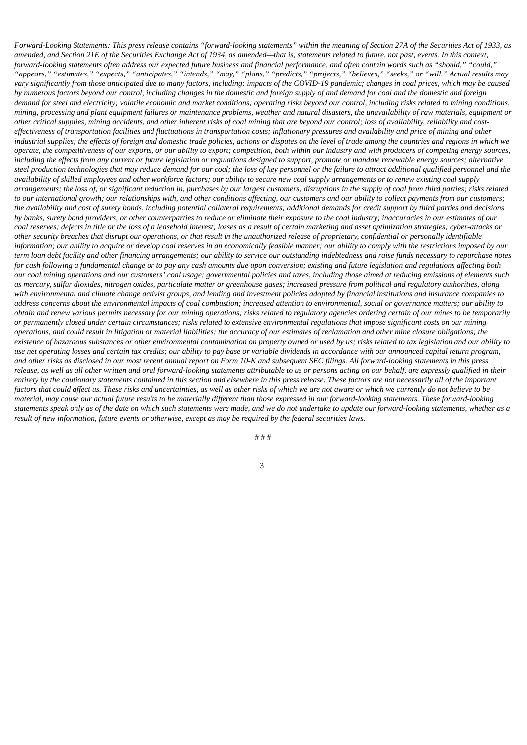*Forward-Looking Statements: This press release contains "forward-looking statements" within the meaning of Section 27A of the Securities Act of 1933, as amended, and Section 21E of the Securities Exchange Act of 1934, as amended—that is, statements related to future, not past, events. In this context, forward-looking statements often address our expected future business and financial performance, and often contain words such as "should," "could," "appears," "estimates," "expects," "anticipates," "intends," "may," "plans," "predicts," "projects," "believes," "seeks," or "will." Actual results may vary significantly from those anticipated due to many factors, including: impacts of the COVID-19 pandemic; changes in coal prices, which may be caused by numerous factors beyond our control, including changes in the domestic and foreign supply of and demand for coal and the domestic and foreign demand for steel and electricity; volatile economic and market conditions; operating risks beyond our control, including risks related to mining conditions, mining, processing and plant equipment failures or maintenance problems, weather and natural disasters, the unavailability of raw materials, equipment or other critical supplies, mining accidents, and other inherent risks of coal mining that are beyond our control; loss of availability, reliability and cost-effectiveness of transportation facilities and fluctuations in transportation costs; inflationary pressures and availability and price of mining and other industrial supplies; the effects of foreign and domestic trade policies, actions or disputes on the level of trade among the countries and regions in which we operate, the competitiveness of our exports, or our ability to export; competition, both within our industry and with producers of competing energy sources, including the effects from any current or future legislation or regulations designed to support, promote or mandate renewable energy sources; alternative steel production technologies that may reduce demand for our coal; the loss of key personnel or the failure to attract additional qualified personnel and the availability of skilled employees and other workforce factors; our ability to secure new coal supply arrangements or to renew existing coal supply arrangements; the loss of, or significant reduction in, purchases by our largest customers; disruptions in the supply of coal from third parties; risks related to our international growth; our relationships with, and other conditions affecting, our customers and our ability to collect payments from our customers; the availability and cost of surety bonds, including potential collateral requirements; additional demands for credit support by third parties and decisions by banks, surety bond providers, or other counterparties to reduce or eliminate their exposure to the coal industry; inaccuracies in our estimates of our coal reserves; defects in title or the loss of a leasehold interest; losses as a result of certain marketing and asset optimization strategies; cyber-attacks or other security breaches that disrupt our operations, or that result in the unauthorized release of proprietary, confidential or personally identifiable information; our ability to acquire or develop coal reserves in an economically feasible manner; our ability to comply with the restrictions imposed by our term loan debt facility and other financing arrangements; our ability to service our outstanding indebtedness and raise funds necessary to repurchase notes for cash following a fundamental change or to pay any cash amounts due upon conversion; existing and future legislation and regulations affecting both our coal mining operations and our customers' coal usage; governmental policies and taxes, including those aimed at reducing emissions of elements such as mercury, sulfur dioxides, nitrogen oxides, particulate matter or greenhouse gases; increased pressure from political and regulatory authorities, along with environmental and climate change activist groups, and lending and investment policies adopted by financial institutions and insurance companies to address concerns about the environmental impacts of coal combustion; increased attention to environmental, social or governance matters; our ability to obtain and renew various permits necessary for our mining operations; risks related to regulatory agencies ordering certain of our mines to be temporarily or permanently closed under certain circumstances; risks related to extensive environmental regulations that impose significant costs on our mining operations, and could result in litigation or material liabilities; the accuracy of our estimates of reclamation and other mine closure obligations; the existence of hazardous substances or other environmental contamination on property owned or used by us; risks related to tax legislation and our ability to use net operating losses and certain tax credits; our ability to pay base or variable dividends in accordance with our announced capital return program, and other risks as disclosed in our most recent annual report on Form 10-K and subsequent SEC filings. All forward-looking statements in this press release, as well as all other written and oral forward-looking statements attributable to us or persons acting on our behalf, are expressly qualified in their entirety by the cautionary statements contained in this section and elsewhere in this press release. These factors are not necessarily all of the important factors that could affect us. These risks and uncertainties, as well as other risks of which we are not aware or which we currently do not believe to be material, may cause our actual future results to be materially different than those expressed in our forward-looking statements. These forward-looking statements speak only as of the date on which such statements were made, and we do not undertake to update our forward-looking statements, whether as a result of new information, future events or otherwise, except as may be required by the federal securities laws.*

# # #